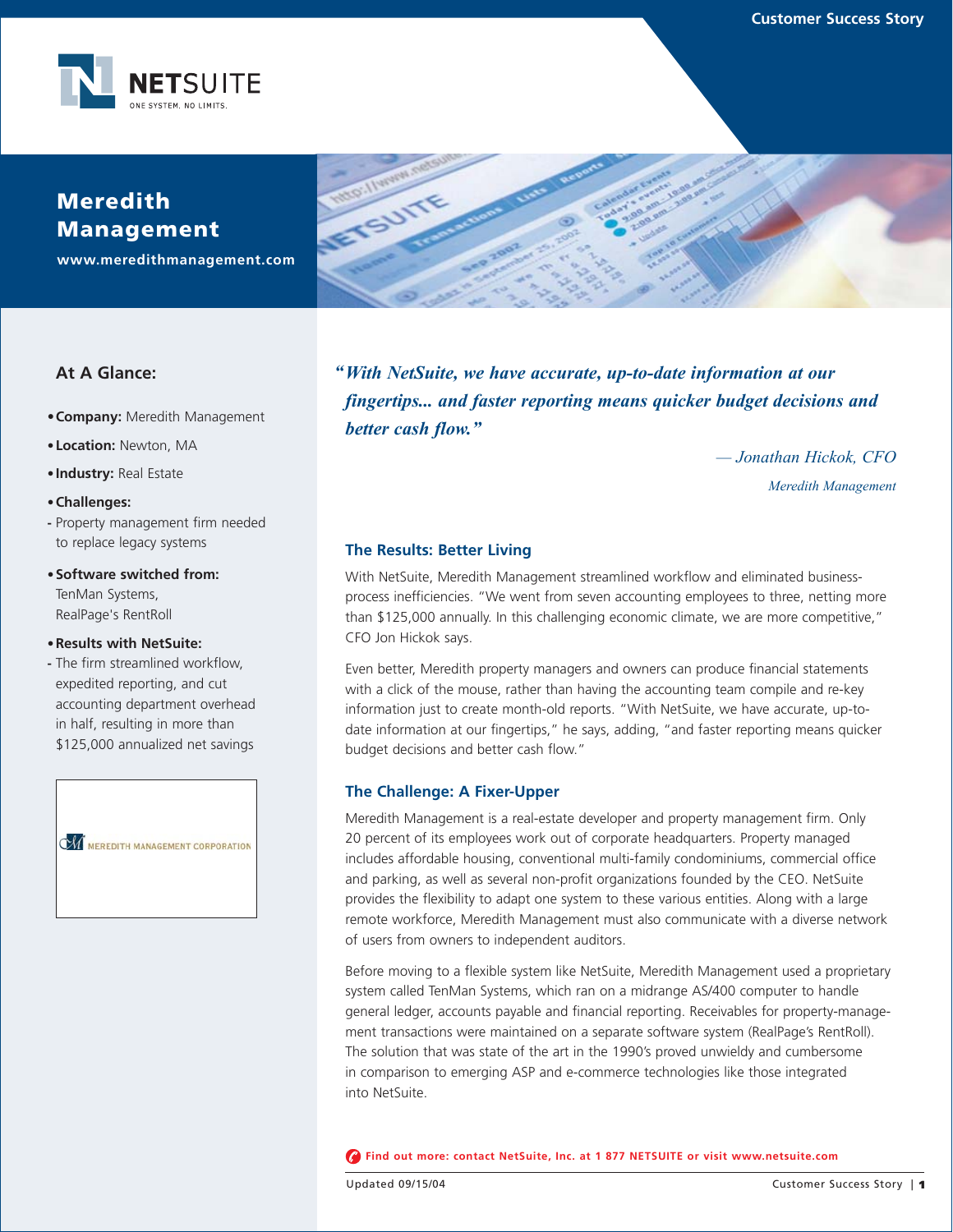# Meredith Management

**www.meredithmanagement.com**

## At A Glance:

- **Company:** Meredith Management
- **Location:** Newton, MA
- **Industry:** Real Estate
- **Challenges:**
  - Property management firm needed to replace legacy systems
- **Software switched from:** TenMan Systems, RealPage's RentRoll
- **Results with NetSuite:**
  - The firm streamlined workflow, expedited reporting, and cut accounting department overhead in half, resulting in more than $125,000 annualized net savings

MEREDITH MANAGEMENT CORPORATION

*"With NetSuite, we have accurate, up-to-date information at our fingertips... and faster reporting means quicker budget decisions and better cash flow."*

*— Jonathan Hickok, CFO*
*Meredith Management*

### The Results: Better Living

With NetSuite, Meredith Management streamlined workflow and eliminated business-process inefficiencies. "We went from seven accounting employees to three, netting more than $125,000 annually. In this challenging economic climate, we are more competitive," CFO Jon Hickok says.

Even better, Meredith property managers and owners can produce financial statements with a click of the mouse, rather than having the accounting team compile and re-key information just to create month-old reports. "With NetSuite, we have accurate, up-to-date information at our fingertips," he says, adding, "and faster reporting means quicker budget decisions and better cash flow."

### The Challenge: A Fixer-Upper

Meredith Management is a real-estate developer and property management firm. Only 20 percent of its employees work out of corporate headquarters. Property managed includes affordable housing, conventional multi-family condominiums, commercial office and parking, as well as several non-profit organizations founded by the CEO. NetSuite provides the flexibility to adapt one system to these various entities. Along with a large remote workforce, Meredith Management must also communicate with a diverse network of users from owners to independent auditors.

Before moving to a flexible system like NetSuite, Meredith Management used a proprietary system called TenMan Systems, which ran on a midrange AS/400 computer to handle general ledger, accounts payable and financial reporting. Receivables for property-management transactions were maintained on a separate software system (RealPage's RentRoll). The solution that was state of the art in the 1990's proved unwieldy and cumbersome in comparison to emerging ASP and e-commerce technologies like those integrated into NetSuite.

**Find out more: contact NetSuite, Inc. at 1 877 NETSUITE or visit www.netsuite.com**

Updated 09/15/04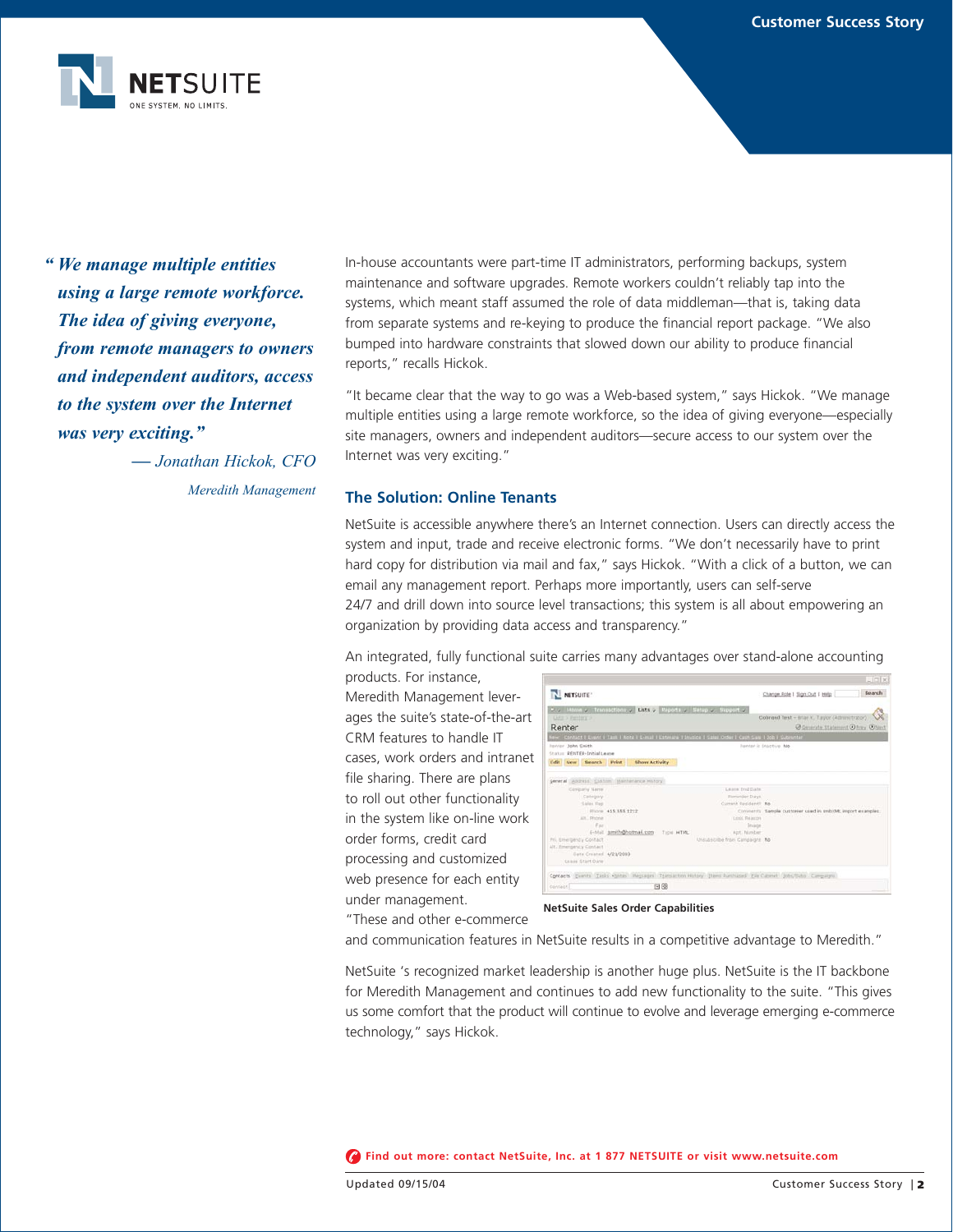> *"We manage multiple entities using a large remote workforce. The idea of giving everyone, from remote managers to owners and independent auditors, access to the system over the Internet was very exciting."*
>
> *— Jonathan Hickok, CFO*
>
> *Meredith Management*

In-house accountants were part-time IT administrators, performing backups, system maintenance and software upgrades. Remote workers couldn't reliably tap into the systems, which meant staff assumed the role of data middleman—that is, taking data from separate systems and re-keying to produce the financial report package. "We also bumped into hardware constraints that slowed down our ability to produce financial reports," recalls Hickok.

"It became clear that the way to go was a Web-based system," says Hickok. "We manage multiple entities using a large remote workforce, so the idea of giving everyone—especially site managers, owners and independent auditors—secure access to our system over the Internet was very exciting."

## The Solution: Online Tenants

NetSuite is accessible anywhere there's an Internet connection. Users can directly access the system and input, trade and receive electronic forms. "We don't necessarily have to print hard copy for distribution via mail and fax," says Hickok. "With a click of a button, we can email any management report. Perhaps more importantly, users can self-serve 24/7 and drill down into source level transactions; this system is all about empowering an organization by providing data access and transparency."

An integrated, fully functional suite carries many advantages over stand-alone accounting products. For instance, Meredith Management leverages the suite's state-of-the-art CRM features to handle IT cases, work orders and intranet file sharing. There are plans to roll out other functionality in the system like on-line work order forms, credit card processing and customized web presence for each entity under management. "These and other e-commerce and communication features in NetSuite results in a competitive advantage to Meredith."

**NetSuite Sales Order Capabilities**

NetSuite 's recognized market leadership is another huge plus. NetSuite is the IT backbone for Meredith Management and continues to add new functionality to the suite. "This gives us some comfort that the product will continue to evolve and leverage emerging e-commerce technology," says Hickok.

**Find out more: contact NetSuite, Inc. at 1 877 NETSUITE or visit www.netsuite.com**

Updated 09/15/04